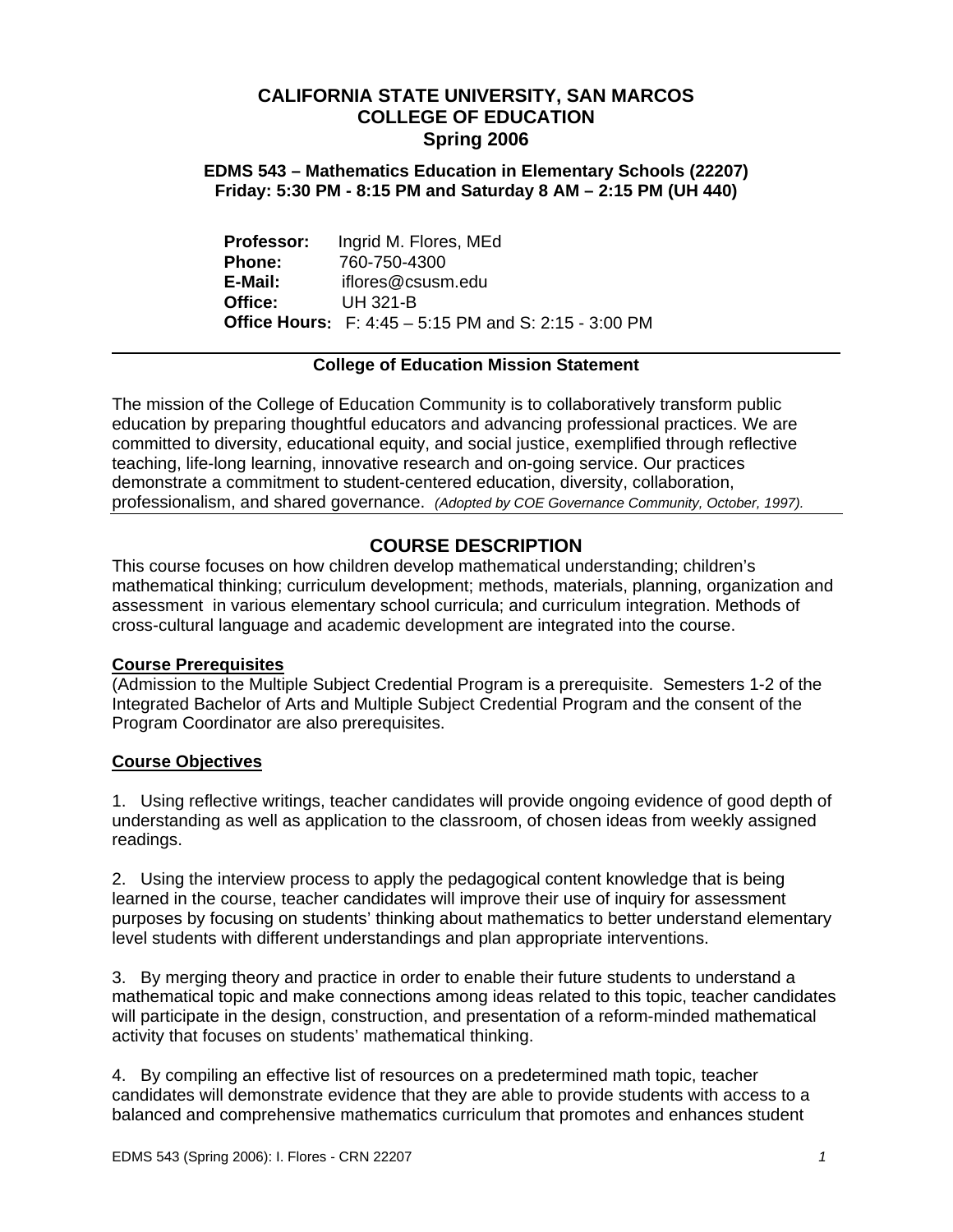# CALIFORNIA STATE UNIVERSITY, SAN MARCOS
# COLLEGE OF EDUCATION
# Spring 2006

### EDMS 543 – Mathematics Education in Elementary Schools (22207)
### Friday: 5:30 PM - 8:15 PM and Saturday 8 AM – 2:15 PM (UH 440)

**Professor:** Ingrid M. Flores, MEd
**Phone:** 760-750-4300
**E-Mail:** iflores@csusm.edu
**Office:** UH 321-B
**Office Hours:** F: 4:45 – 5:15 PM and S: 2:15 - 3:00 PM

---

**College of Education Mission Statement**

The mission of the College of Education Community is to collaboratively transform public education by preparing thoughtful educators and advancing professional practices. We are committed to diversity, educational equity, and social justice, exemplified through reflective teaching, life-long learning, innovative research and on-going service. Our practices demonstrate a commitment to student-centered education, diversity, collaboration, professionalism, and shared governance. *(Adopted by COE Governance Community, October, 1997).*

---

## COURSE DESCRIPTION

This course focuses on how children develop mathematical understanding; children's mathematical thinking; curriculum development; methods, materials, planning, organization and assessment in various elementary school curricula; and curriculum integration. Methods of cross-cultural language and academic development are integrated into the course.

**Course Prerequisites**

(Admission to the Multiple Subject Credential Program is a prerequisite. Semesters 1-2 of the Integrated Bachelor of Arts and Multiple Subject Credential Program and the consent of the Program Coordinator are also prerequisites.

**Course Objectives**

1. Using reflective writings, teacher candidates will provide ongoing evidence of good depth of understanding as well as application to the classroom, of chosen ideas from weekly assigned readings.

2. Using the interview process to apply the pedagogical content knowledge that is being learned in the course, teacher candidates will improve their use of inquiry for assessment purposes by focusing on students' thinking about mathematics to better understand elementary level students with different understandings and plan appropriate interventions.

3. By merging theory and practice in order to enable their future students to understand a mathematical topic and make connections among ideas related to this topic, teacher candidates will participate in the design, construction, and presentation of a reform-minded mathematical activity that focuses on students' mathematical thinking.

4. By compiling an effective list of resources on a predetermined math topic, teacher candidates will demonstrate evidence that they are able to provide students with access to a balanced and comprehensive mathematics curriculum that promotes and enhances student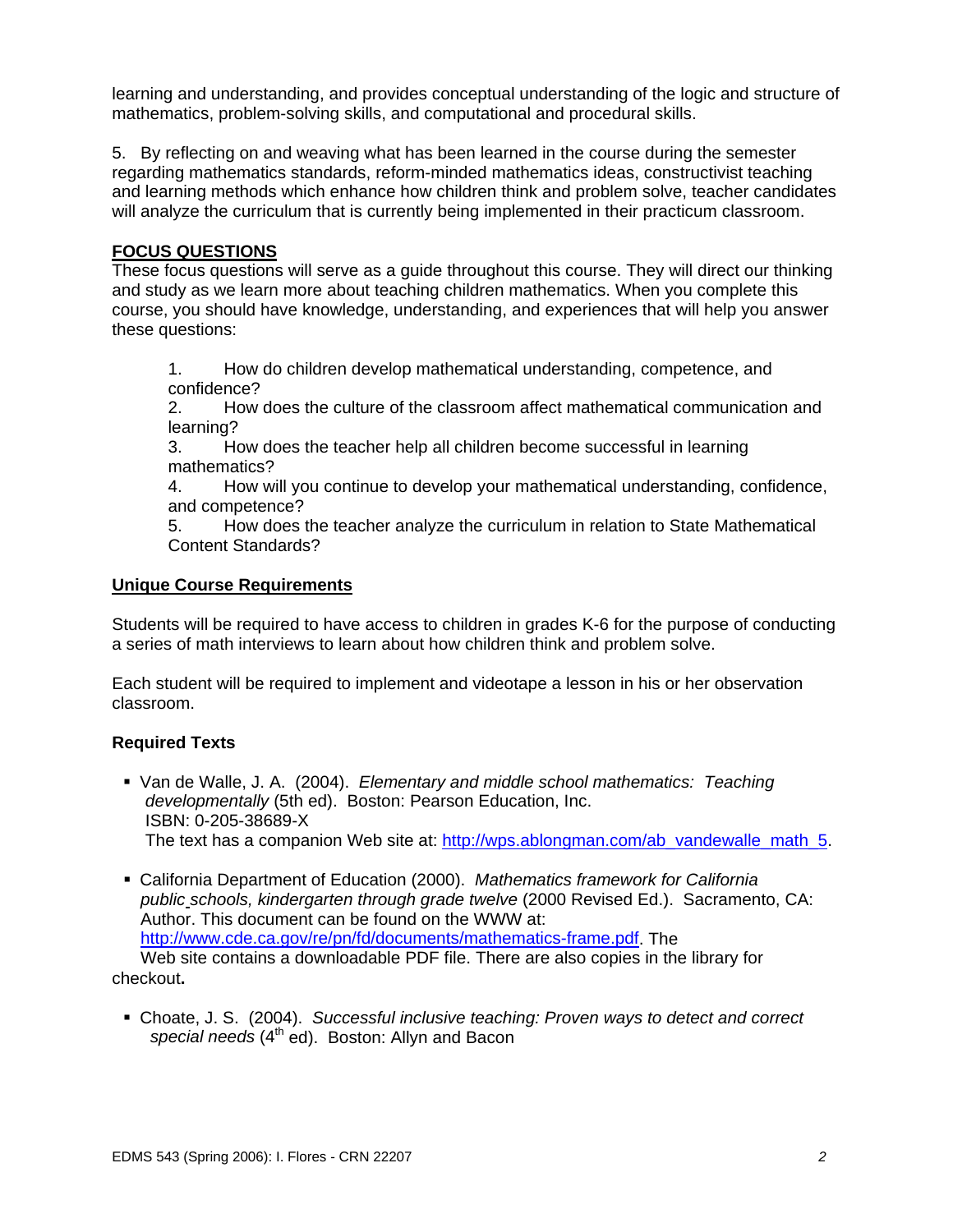learning and understanding, and provides conceptual understanding of the logic and structure of mathematics, problem-solving skills, and computational and procedural skills.

5. By reflecting on and weaving what has been learned in the course during the semester regarding mathematics standards, reform-minded mathematics ideas, constructivist teaching and learning methods which enhance how children think and problem solve, teacher candidates will analyze the curriculum that is currently being implemented in their practicum classroom.

## FOCUS QUESTIONS

These focus questions will serve as a guide throughout this course. They will direct our thinking and study as we learn more about teaching children mathematics. When you complete this course, you should have knowledge, understanding, and experiences that will help you answer these questions:

1. How do children develop mathematical understanding, competence, and confidence?
2. How does the culture of the classroom affect mathematical communication and learning?
3. How does the teacher help all children become successful in learning mathematics?
4. How will you continue to develop your mathematical understanding, confidence, and competence?
5. How does the teacher analyze the curriculum in relation to State Mathematical Content Standards?

## Unique Course Requirements

Students will be required to have access to children in grades K-6 for the purpose of conducting a series of math interviews to learn about how children think and problem solve.

Each student will be required to implement and videotape a lesson in his or her observation classroom.

### Required Texts

- Van de Walle, J. A. (2004). *Elementary and middle school mathematics: Teaching developmentally* (5th ed). Boston: Pearson Education, Inc.
  ISBN: 0-205-38689-X
  The text has a companion Web site at: http://wps.ablongman.com/ab_vandewalle_math_5.

- California Department of Education (2000). *Mathematics framework for California public schools, kindergarten through grade twelve* (2000 Revised Ed.). Sacramento, CA: Author. This document can be found on the WWW at: http://www.cde.ca.gov/re/pn/fd/documents/mathematics-frame.pdf. The Web site contains a downloadable PDF file. There are also copies in the library for checkout**.**

- Choate, J. S. (2004). *Successful inclusive teaching: Proven ways to detect and correct special needs* (4th ed). Boston: Allyn and Bacon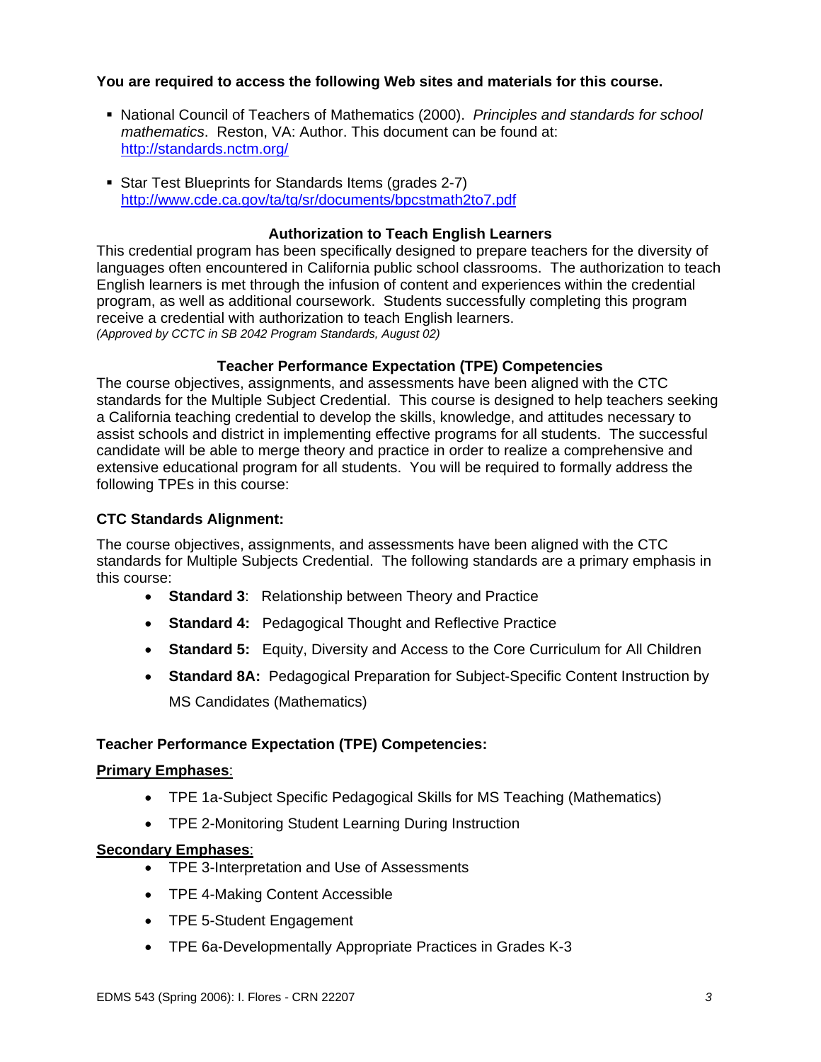**You are required to access the following Web sites and materials for this course.**

- National Council of Teachers of Mathematics (2000). *Principles and standards for school mathematics*. Reston, VA: Author. This document can be found at: http://standards.nctm.org/

- Star Test Blueprints for Standards Items (grades 2-7) http://www.cde.ca.gov/ta/tg/sr/documents/bpcstmath2to7.pdf

### Authorization to Teach English Learners

This credential program has been specifically designed to prepare teachers for the diversity of languages often encountered in California public school classrooms. The authorization to teach English learners is met through the infusion of content and experiences within the credential program, as well as additional coursework. Students successfully completing this program receive a credential with authorization to teach English learners.
*(Approved by CCTC in SB 2042 Program Standards, August 02)*

### Teacher Performance Expectation (TPE) Competencies

The course objectives, assignments, and assessments have been aligned with the CTC standards for the Multiple Subject Credential. This course is designed to help teachers seeking a California teaching credential to develop the skills, knowledge, and attitudes necessary to assist schools and district in implementing effective programs for all students. The successful candidate will be able to merge theory and practice in order to realize a comprehensive and extensive educational program for all students. You will be required to formally address the following TPEs in this course:

**CTC Standards Alignment:**

The course objectives, assignments, and assessments have been aligned with the CTC standards for Multiple Subjects Credential. The following standards are a primary emphasis in this course:

- **Standard 3**: Relationship between Theory and Practice
- **Standard 4:** Pedagogical Thought and Reflective Practice
- **Standard 5:** Equity, Diversity and Access to the Core Curriculum for All Children
- **Standard 8A:** Pedagogical Preparation for Subject-Specific Content Instruction by MS Candidates (Mathematics)

**Teacher Performance Expectation (TPE) Competencies:**

**Primary Emphases**:

- TPE 1a-Subject Specific Pedagogical Skills for MS Teaching (Mathematics)
- TPE 2-Monitoring Student Learning During Instruction

**Secondary Emphases**:

- TPE 3-Interpretation and Use of Assessments
- TPE 4-Making Content Accessible
- TPE 5-Student Engagement
- TPE 6a-Developmentally Appropriate Practices in Grades K-3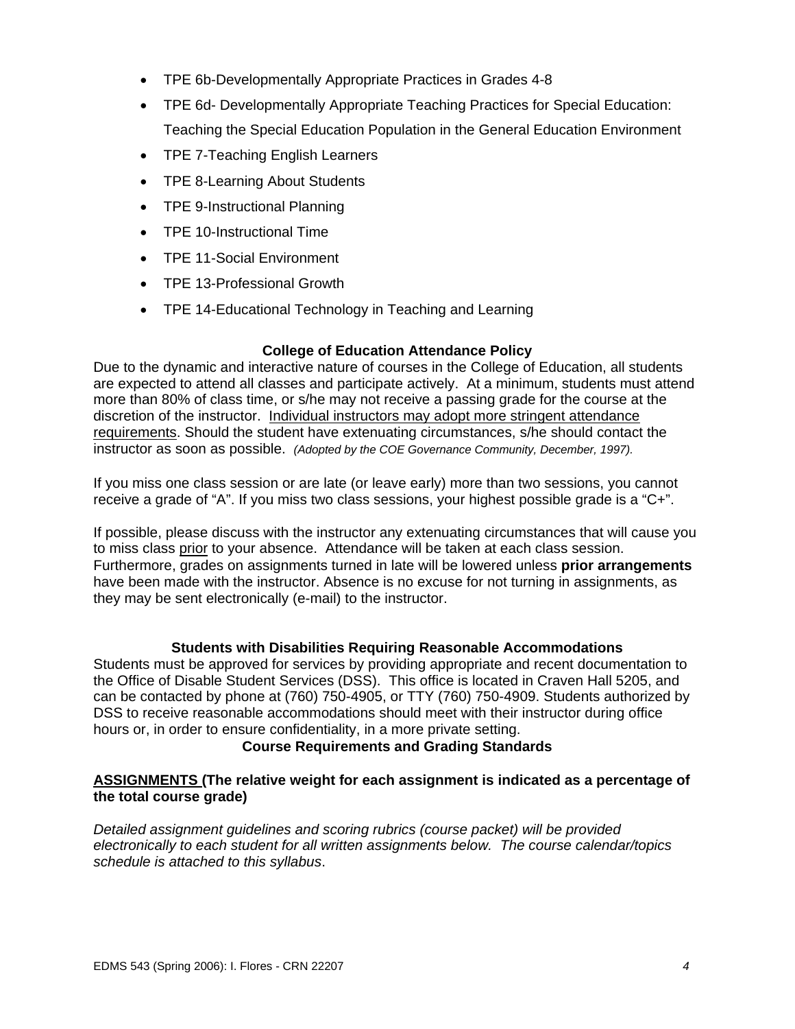- TPE 6b-Developmentally Appropriate Practices in Grades 4-8
- TPE 6d- Developmentally Appropriate Teaching Practices for Special Education: Teaching the Special Education Population in the General Education Environment
- TPE 7-Teaching English Learners
- TPE 8-Learning About Students
- TPE 9-Instructional Planning
- TPE 10-Instructional Time
- TPE 11-Social Environment
- TPE 13-Professional Growth
- TPE 14-Educational Technology in Teaching and Learning

### College of Education Attendance Policy

Due to the dynamic and interactive nature of courses in the College of Education, all students are expected to attend all classes and participate actively. At a minimum, students must attend more than 80% of class time, or s/he may not receive a passing grade for the course at the discretion of the instructor. <u>Individual instructors may adopt more stringent attendance requirements</u>. Should the student have extenuating circumstances, s/he should contact the instructor as soon as possible. *(Adopted by the COE Governance Community, December, 1997).*

If you miss one class session or are late (or leave early) more than two sessions, you cannot receive a grade of "A". If you miss two class sessions, your highest possible grade is a "C+".

If possible, please discuss with the instructor any extenuating circumstances that will cause you to miss class <u>prior</u> to your absence. Attendance will be taken at each class session. Furthermore, grades on assignments turned in late will be lowered unless **prior arrangements** have been made with the instructor. Absence is no excuse for not turning in assignments, as they may be sent electronically (e-mail) to the instructor.

### Students with Disabilities Requiring Reasonable Accommodations

Students must be approved for services by providing appropriate and recent documentation to the Office of Disable Student Services (DSS). This office is located in Craven Hall 5205, and can be contacted by phone at (760) 750-4905, or TTY (760) 750-4909. Students authorized by DSS to receive reasonable accommodations should meet with their instructor during office hours or, in order to ensure confidentiality, in a more private setting.

### Course Requirements and Grading Standards

**<u>ASSIGNMENTS</u> (The relative weight for each assignment is indicated as a percentage of the total course grade)**

*Detailed assignment guidelines and scoring rubrics (course packet) will be provided electronically to each student for all written assignments below. The course calendar/topics schedule is attached to this syllabus*.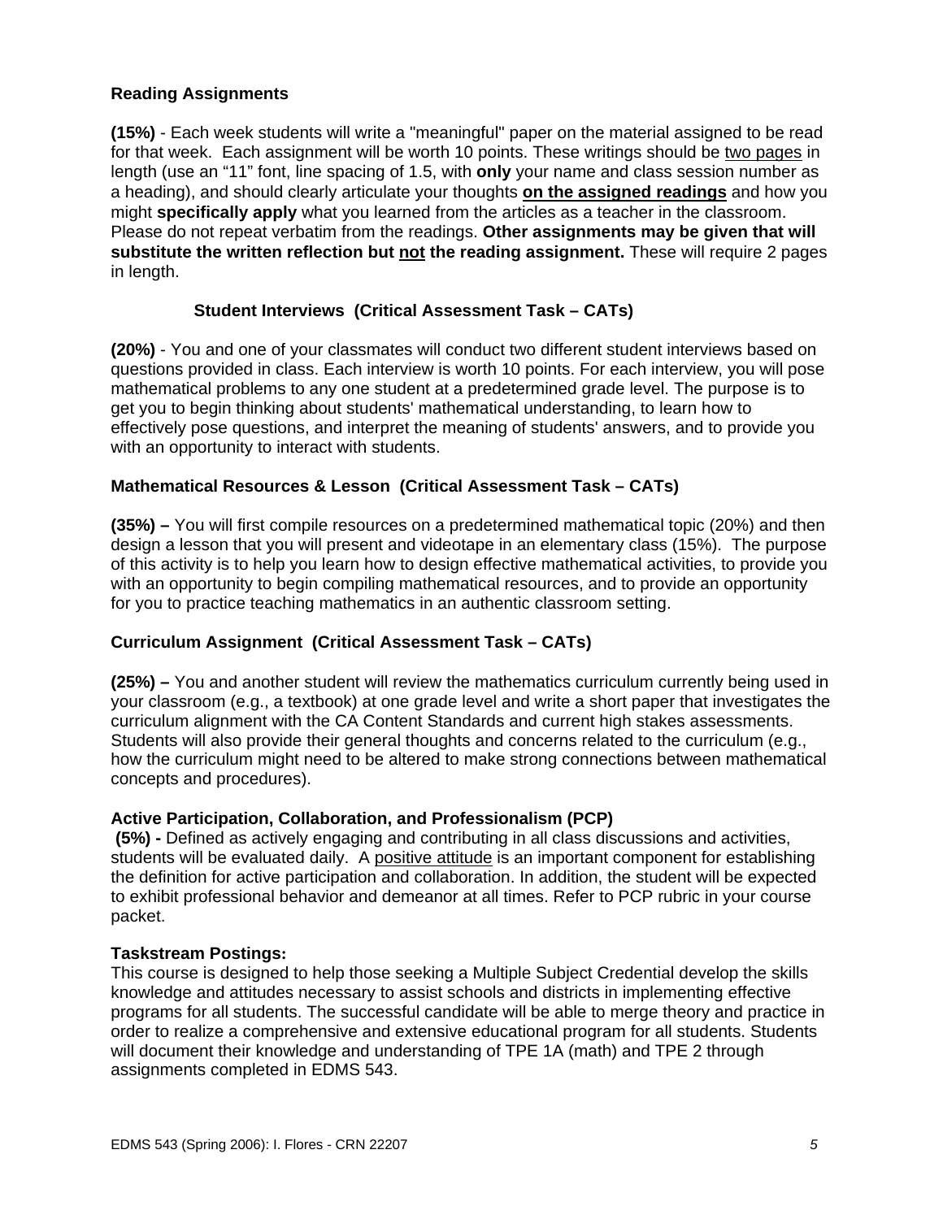### Reading Assignments

**(15%)** - Each week students will write a "meaningful" paper on the material assigned to be read for that week. Each assignment will be worth 10 points. These writings should be <u>two pages</u> in length (use an "11" font, line spacing of 1.5, with **only** your name and class session number as a heading), and should clearly articulate your thoughts **<u>on the assigned readings</u>** and how you might **specifically apply** what you learned from the articles as a teacher in the classroom. Please do not repeat verbatim from the readings. **Other assignments may be given that will substitute the written reflection but <u>not</u> the reading assignment.** These will require 2 pages in length.

### Student Interviews (Critical Assessment Task – CATs)

**(20%)** - You and one of your classmates will conduct two different student interviews based on questions provided in class. Each interview is worth 10 points. For each interview, you will pose mathematical problems to any one student at a predetermined grade level. The purpose is to get you to begin thinking about students' mathematical understanding, to learn how to effectively pose questions, and interpret the meaning of students' answers, and to provide you with an opportunity to interact with students.

### Mathematical Resources & Lesson (Critical Assessment Task – CATs)

**(35%) –** You will first compile resources on a predetermined mathematical topic (20%) and then design a lesson that you will present and videotape in an elementary class (15%). The purpose of this activity is to help you learn how to design effective mathematical activities, to provide you with an opportunity to begin compiling mathematical resources, and to provide an opportunity for you to practice teaching mathematics in an authentic classroom setting.

### Curriculum Assignment (Critical Assessment Task – CATs)

**(25%) –** You and another student will review the mathematics curriculum currently being used in your classroom (e.g., a textbook) at one grade level and write a short paper that investigates the curriculum alignment with the CA Content Standards and current high stakes assessments. Students will also provide their general thoughts and concerns related to the curriculum (e.g., how the curriculum might need to be altered to make strong connections between mathematical concepts and procedures).

### Active Participation, Collaboration, and Professionalism (PCP)

**(5%) -** Defined as actively engaging and contributing in all class discussions and activities, students will be evaluated daily. A <u>positive attitude</u> is an important component for establishing the definition for active participation and collaboration. In addition, the student will be expected to exhibit professional behavior and demeanor at all times. Refer to PCP rubric in your course packet.

### Taskstream Postings:

This course is designed to help those seeking a Multiple Subject Credential develop the skills knowledge and attitudes necessary to assist schools and districts in implementing effective programs for all students. The successful candidate will be able to merge theory and practice in order to realize a comprehensive and extensive educational program for all students. Students will document their knowledge and understanding of TPE 1A (math) and TPE 2 through assignments completed in EDMS 543.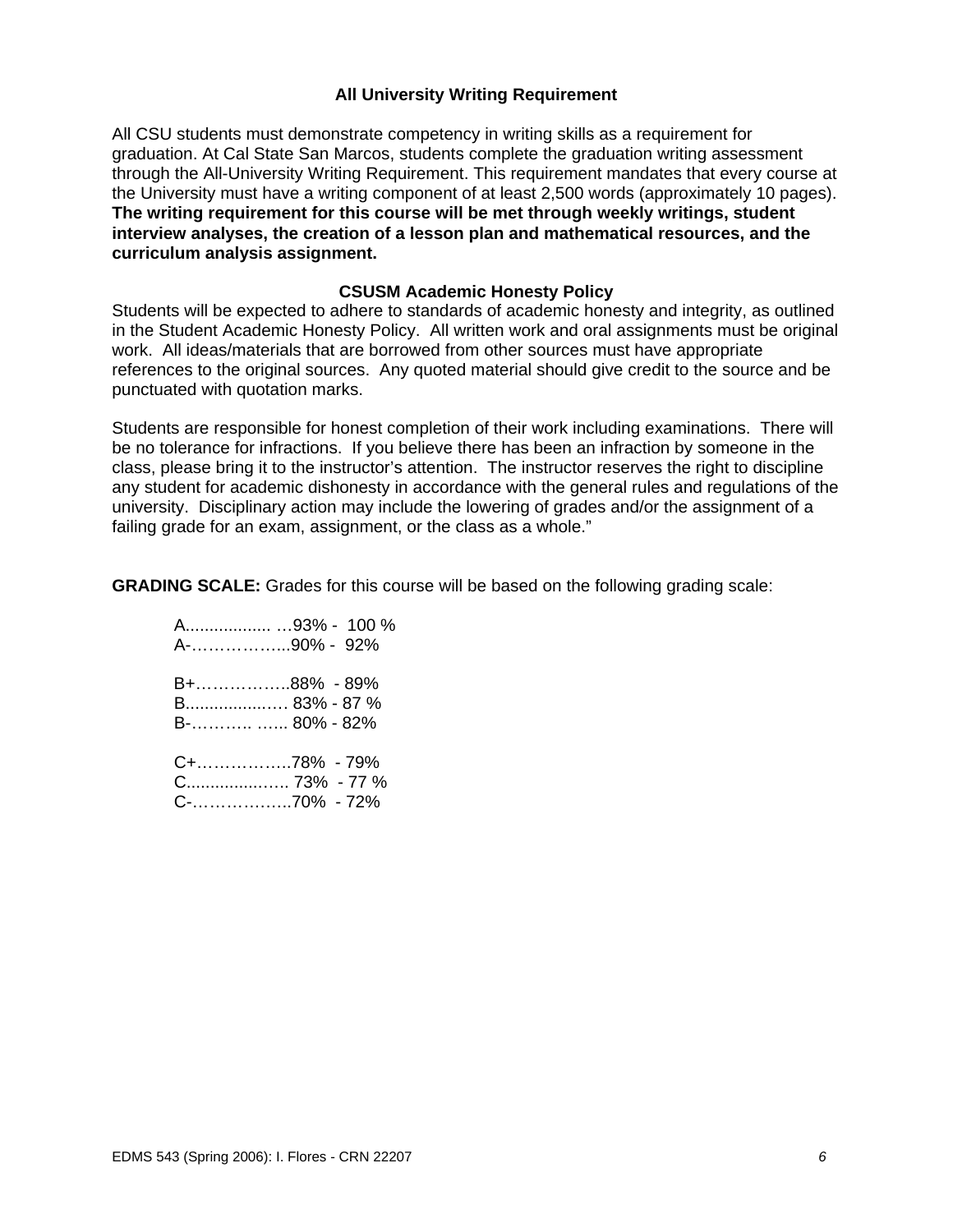## All University Writing Requirement

All CSU students must demonstrate competency in writing skills as a requirement for graduation. At Cal State San Marcos, students complete the graduation writing assessment through the All-University Writing Requirement. This requirement mandates that every course at the University must have a writing component of at least 2,500 words (approximately 10 pages). **The writing requirement for this course will be met through weekly writings, student interview analyses, the creation of a lesson plan and mathematical resources, and the curriculum analysis assignment.**

## CSUSM Academic Honesty Policy

Students will be expected to adhere to standards of academic honesty and integrity, as outlined in the Student Academic Honesty Policy. All written work and oral assignments must be original work. All ideas/materials that are borrowed from other sources must have appropriate references to the original sources. Any quoted material should give credit to the source and be punctuated with quotation marks.

Students are responsible for honest completion of their work including examinations. There will be no tolerance for infractions. If you believe there has been an infraction by someone in the class, please bring it to the instructor's attention. The instructor reserves the right to discipline any student for academic dishonesty in accordance with the general rules and regulations of the university. Disciplinary action may include the lowering of grades and/or the assignment of a failing grade for an exam, assignment, or the class as a whole."

**GRADING SCALE:** Grades for this course will be based on the following grading scale:

A................. …93% - 100 %
A-……………...90% - 92%

B+……………..88% - 89%
B..................… 83% - 87 %
B-……….. …... 80% - 82%

C+……………..78% - 79%
C..................…. 73% - 77 %
C-……………...70% - 72%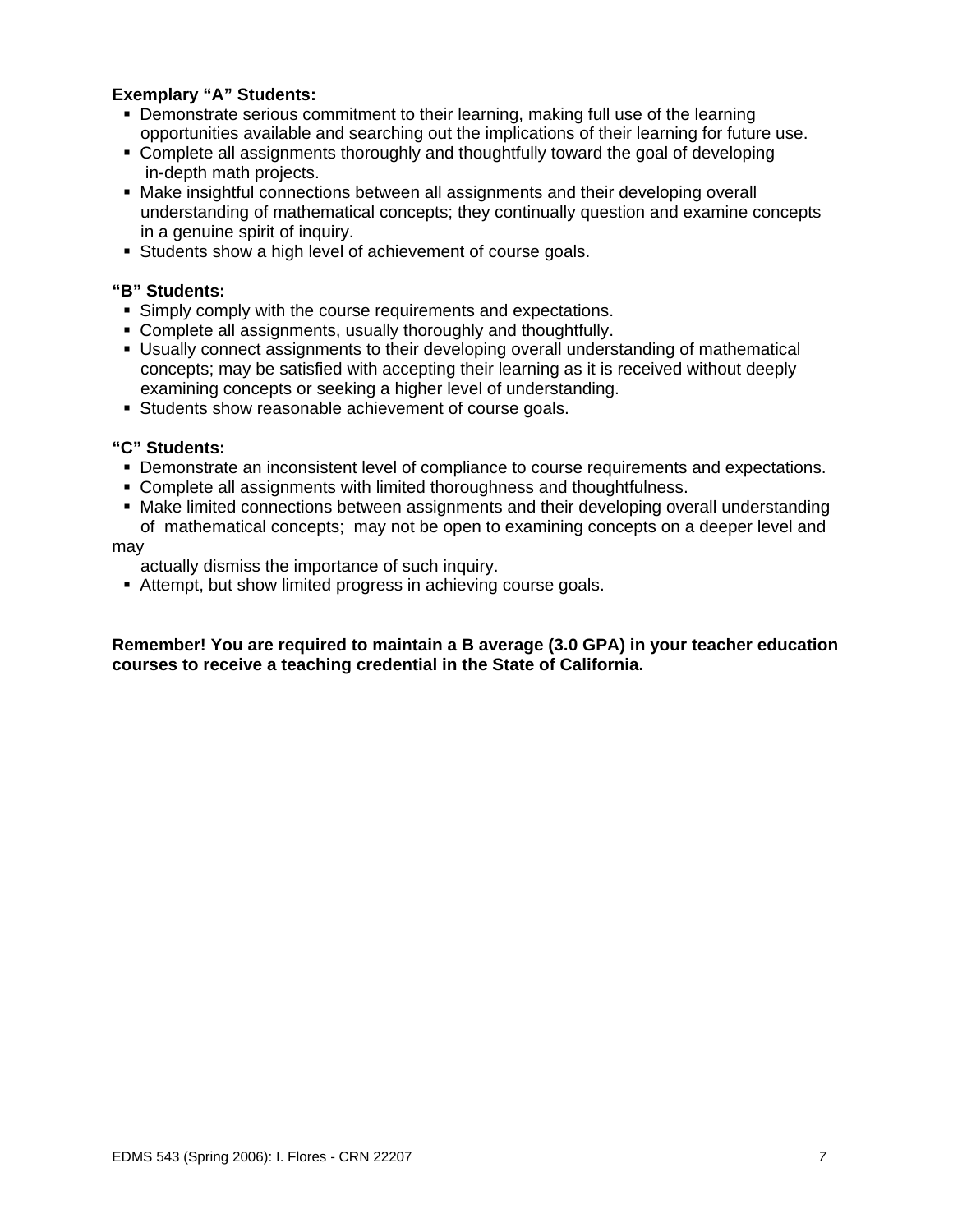**Exemplary "A" Students:**

- Demonstrate serious commitment to their learning, making full use of the learning opportunities available and searching out the implications of their learning for future use.
- Complete all assignments thoroughly and thoughtfully toward the goal of developing in-depth math projects.
- Make insightful connections between all assignments and their developing overall understanding of mathematical concepts; they continually question and examine concepts in a genuine spirit of inquiry.
- Students show a high level of achievement of course goals.

**"B" Students:**

- Simply comply with the course requirements and expectations.
- Complete all assignments, usually thoroughly and thoughtfully.
- Usually connect assignments to their developing overall understanding of mathematical concepts; may be satisfied with accepting their learning as it is received without deeply examining concepts or seeking a higher level of understanding.
- Students show reasonable achievement of course goals.

**"C" Students:**

- Demonstrate an inconsistent level of compliance to course requirements and expectations.
- Complete all assignments with limited thoroughness and thoughtfulness.
- Make limited connections between assignments and their developing overall understanding of mathematical concepts; may not be open to examining concepts on a deeper level and may actually dismiss the importance of such inquiry.
- Attempt, but show limited progress in achieving course goals.

**Remember! You are required to maintain a B average (3.0 GPA) in your teacher education courses to receive a teaching credential in the State of California.**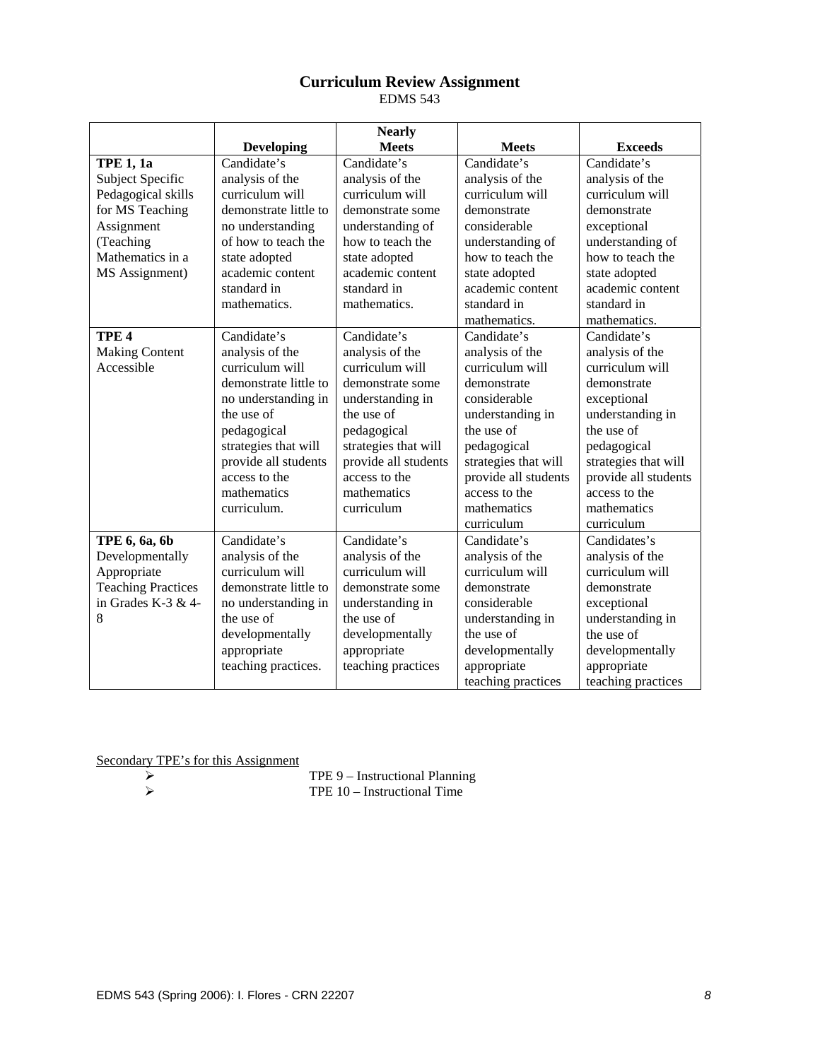# Curriculum Review Assignment

EDMS 543

| | Developing | Nearly Meets | Meets | Exceeds |
|---|---|---|---|---|
| **TPE 1, 1a** Subject Specific Pedagogical skills for MS Teaching Assignment (Teaching Mathematics in a MS Assignment) | Candidate's analysis of the curriculum will demonstrate little to no understanding of how to teach the state adopted academic content standard in mathematics. | Candidate's analysis of the curriculum will demonstrate some understanding of how to teach the state adopted academic content standard in mathematics. | Candidate's analysis of the curriculum will demonstrate considerable understanding of how to teach the state adopted academic content standard in mathematics. | Candidate's analysis of the curriculum will demonstrate exceptional understanding of how to teach the state adopted academic content standard in mathematics. |
| **TPE 4** Making Content Accessible | Candidate's analysis of the curriculum will demonstrate little to no understanding in the use of pedagogical strategies that will provide all students access to the mathematics curriculum. | Candidate's analysis of the curriculum will demonstrate some understanding in the use of pedagogical strategies that will provide all students access to the mathematics curriculum | Candidate's analysis of the curriculum will demonstrate considerable understanding in the use of pedagogical strategies that will provide all students access to the mathematics curriculum | Candidate's analysis of the curriculum will demonstrate exceptional understanding in the use of pedagogical strategies that will provide all students access to the mathematics curriculum |
| **TPE 6, 6a, 6b** Developmentally Appropriate Teaching Practices in Grades K-3 & 4-8 | Candidate's analysis of the curriculum will demonstrate little to no understanding in the use of developmentally appropriate teaching practices. | Candidate's analysis of the curriculum will demonstrate some understanding in the use of developmentally appropriate teaching practices | Candidate's analysis of the curriculum will demonstrate considerable understanding in the use of developmentally appropriate teaching practices | Candidates's analysis of the curriculum will demonstrate exceptional understanding in the use of developmentally appropriate teaching practices |

Secondary TPE's for this Assignment

- TPE 9 – Instructional Planning
- TPE 10 – Instructional Time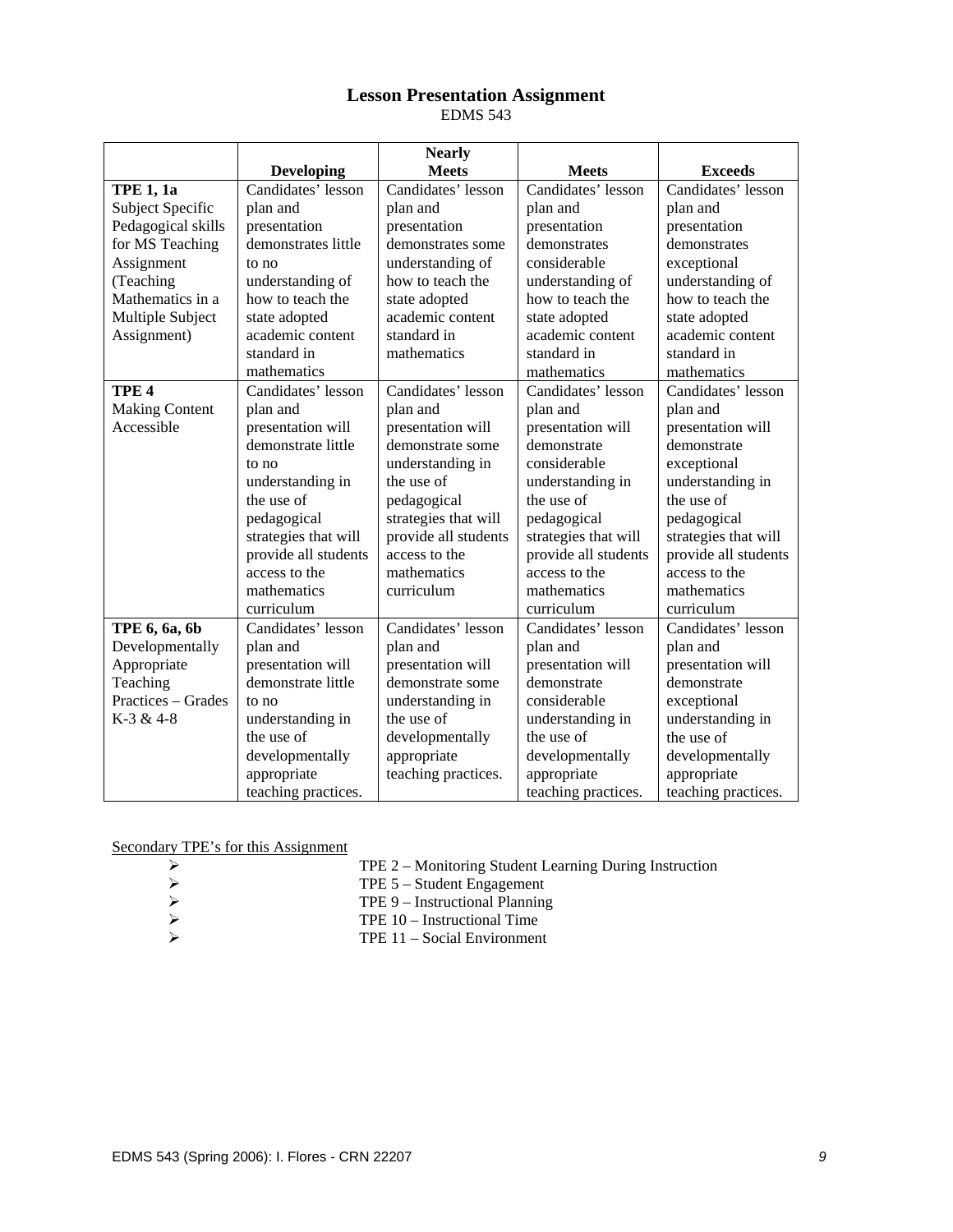## Lesson Presentation Assignment

EDMS 543

| | Developing | Nearly Meets | Meets | Exceeds |
|---|---|---|---|---|
| **TPE 1, 1a** Subject Specific Pedagogical skills for MS Teaching Assignment (Teaching Mathematics in a Multiple Subject Assignment) | Candidates' lesson plan and presentation demonstrates little to no understanding of how to teach the state adopted academic content standard in mathematics | Candidates' lesson plan and presentation demonstrates some understanding of how to teach the state adopted academic content standard in mathematics | Candidates' lesson plan and presentation demonstrates considerable understanding of how to teach the state adopted academic content standard in mathematics | Candidates' lesson plan and presentation demonstrates exceptional understanding of how to teach the state adopted academic content standard in mathematics |
| **TPE 4** Making Content Accessible | Candidates' lesson plan and presentation will demonstrate little to no understanding in the use of pedagogical strategies that will provide all students access to the mathematics curriculum | Candidates' lesson plan and presentation will demonstrate some understanding in the use of pedagogical strategies that will provide all students access to the mathematics curriculum | Candidates' lesson plan and presentation will demonstrate considerable understanding in the use of pedagogical strategies that will provide all students access to the mathematics curriculum | Candidates' lesson plan and presentation will demonstrate exceptional understanding in the use of pedagogical strategies that will provide all students access to the mathematics curriculum |
| **TPE 6, 6a, 6b** Developmentally Appropriate Teaching Practices – Grades K-3 & 4-8 | Candidates' lesson plan and presentation will demonstrate little to no understanding in the use of developmentally appropriate teaching practices. | Candidates' lesson plan and presentation will demonstrate some understanding in the use of developmentally appropriate teaching practices. | Candidates' lesson plan and presentation will demonstrate considerable understanding in the use of developmentally appropriate teaching practices. | Candidates' lesson plan and presentation will demonstrate exceptional understanding in the use of developmentally appropriate teaching practices. |

Secondary TPE's for this Assignment

- TPE 2 – Monitoring Student Learning During Instruction
- TPE 5 – Student Engagement
- TPE 9 – Instructional Planning
- TPE 10 – Instructional Time
- TPE 11 – Social Environment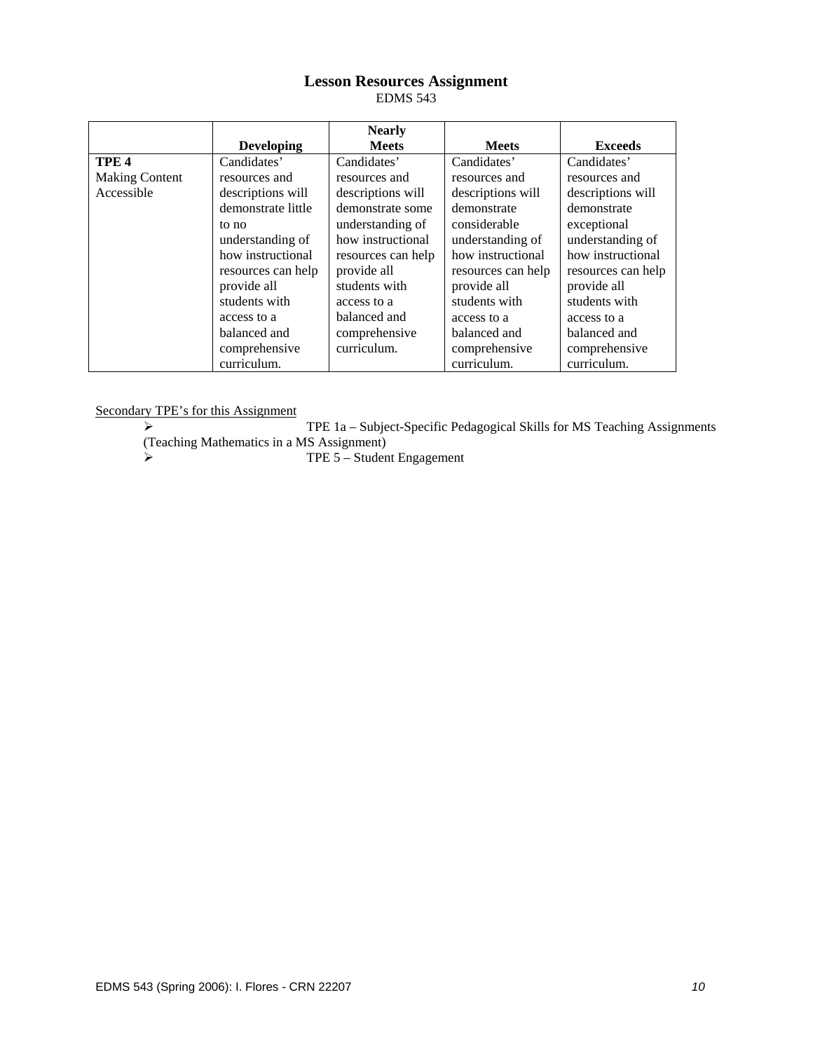# Lesson Resources Assignment

EDMS 543

| | Developing | Nearly Meets | Meets | Exceeds |
|---|---|---|---|---|
| **TPE 4** Making Content Accessible | Candidates' resources and descriptions will demonstrate little to no understanding of how instructional resources can help provide all students with access to a balanced and comprehensive curriculum. | Candidates' resources and descriptions will demonstrate some understanding of how instructional resources can help provide all students with access to a balanced and comprehensive curriculum. | Candidates' resources and descriptions will demonstrate considerable understanding of how instructional resources can help provide all students with access to a balanced and comprehensive curriculum. | Candidates' resources and descriptions will demonstrate exceptional understanding of how instructional resources can help provide all students with access to a balanced and comprehensive curriculum. |

Secondary TPE's for this Assignment

- TPE 1a – Subject-Specific Pedagogical Skills for MS Teaching Assignments (Teaching Mathematics in a MS Assignment)
- TPE 5 – Student Engagement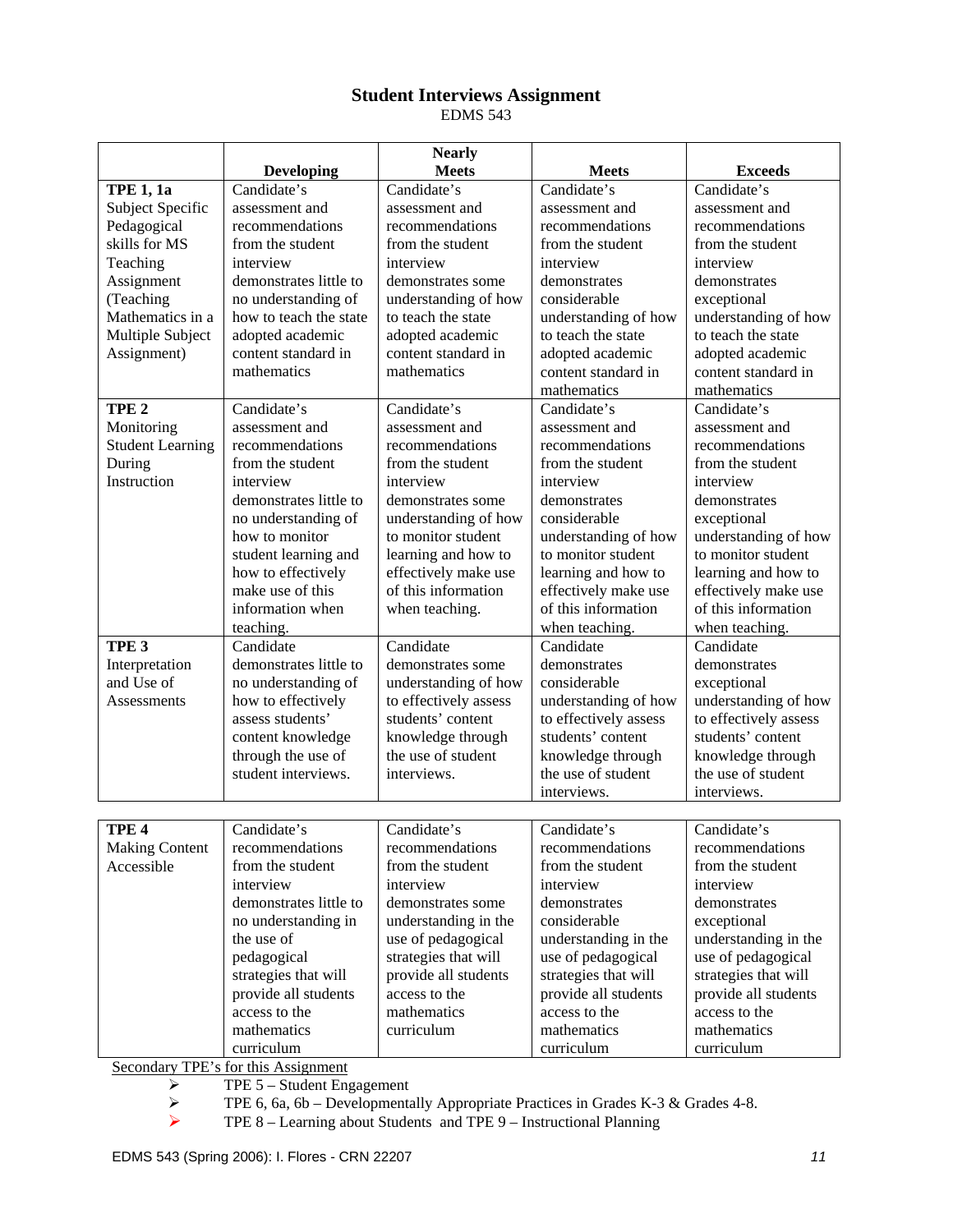**Student Interviews Assignment**

EDMS 543

| | Developing | Nearly Meets | Meets | Exceeds |
|---|---|---|---|---|
| **TPE 1, 1a** Subject Specific Pedagogical skills for MS Teaching Assignment (Teaching Mathematics in a Multiple Subject Assignment) | Candidate's assessment and recommendations from the student interview demonstrates little to no understanding of how to teach the state adopted academic content standard in mathematics | Candidate's assessment and recommendations from the student interview demonstrates some understanding of how to teach the state adopted academic content standard in mathematics | Candidate's assessment and recommendations from the student interview demonstrates considerable understanding of how to teach the state adopted academic content standard in mathematics | Candidate's assessment and recommendations from the student interview demonstrates exceptional understanding of how to teach the state adopted academic content standard in mathematics |
| **TPE 2** Monitoring Student Learning During Instruction | Candidate's assessment and recommendations from the student interview demonstrates little to no understanding of how to monitor student learning and how to effectively make use of this information when teaching. | Candidate's assessment and recommendations from the student interview demonstrates some understanding of how to monitor student learning and how to effectively make use of this information when teaching. | Candidate's assessment and recommendations from the student interview demonstrates considerable understanding of how to monitor student learning and how to effectively make use of this information when teaching. | Candidate's assessment and recommendations from the student interview demonstrates exceptional understanding of how to monitor student learning and how to effectively make use of this information when teaching. |
| **TPE 3** Interpretation and Use of Assessments | Candidate demonstrates little to no understanding of how to effectively assess students' content knowledge through the use of student interviews. | Candidate demonstrates some understanding of how to effectively assess students' content knowledge through the use of student interviews. | Candidate demonstrates considerable understanding of how to effectively assess students' content knowledge through the use of student interviews. | Candidate demonstrates exceptional understanding of how to effectively assess students' content knowledge through the use of student interviews. |
| **TPE 4** Making Content Accessible | Candidate's recommendations from the student interview demonstrates little to no understanding in the use of pedagogical strategies that will provide all students access to the mathematics curriculum | Candidate's recommendations from the student interview demonstrates some understanding in the use of pedagogical strategies that will provide all students access to the mathematics curriculum | Candidate's recommendations from the student interview demonstrates considerable understanding in the use of pedagogical strategies that will provide all students access to the mathematics curriculum | Candidate's recommendations from the student interview demonstrates exceptional understanding in the use of pedagogical strategies that will provide all students access to the mathematics curriculum |

Secondary TPE's for this Assignment

- TPE 5 – Student Engagement
- TPE 6, 6a, 6b – Developmentally Appropriate Practices in Grades K-3 & Grades 4-8.
- TPE 8 – Learning about Students and TPE 9 – Instructional Planning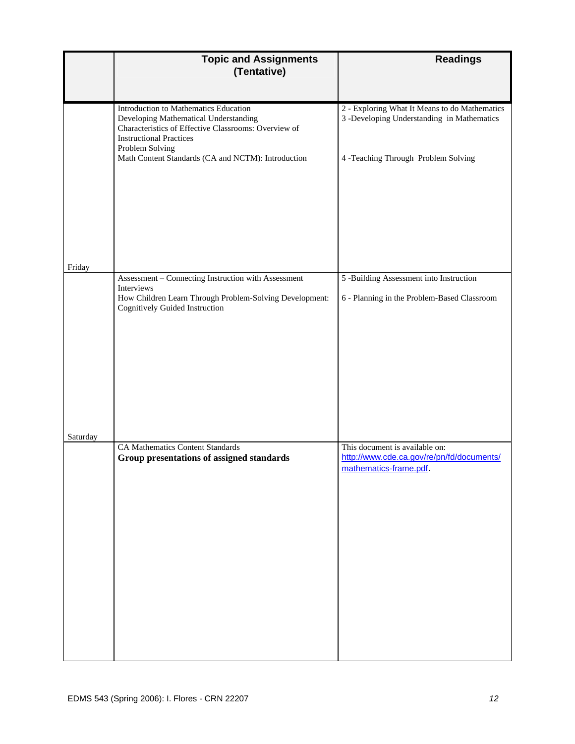| | Topic and Assignments (Tentative) | Readings |
|---|---|---|
| Friday | Introduction to Mathematics Education<br>Developing Mathematical Understanding<br>Characteristics of Effective Classrooms: Overview of Instructional Practices<br>Problem Solving<br>Math Content Standards (CA and NCTM): Introduction | 2 - Exploring What It Means to do Mathematics<br>3 -Developing Understanding in Mathematics<br><br>4 -Teaching Through Problem Solving |
| Saturday | Assessment – Connecting Instruction with Assessment Interviews<br>How Children Learn Through Problem-Solving Development: Cognitively Guided Instruction | 5 -Building Assessment into Instruction<br><br>6 - Planning in the Problem-Based Classroom |
| | CA Mathematics Content Standards<br>**Group presentations of assigned standards** | This document is available on: http://www.cde.ca.gov/re/pn/fd/documents/mathematics-frame.pdf. |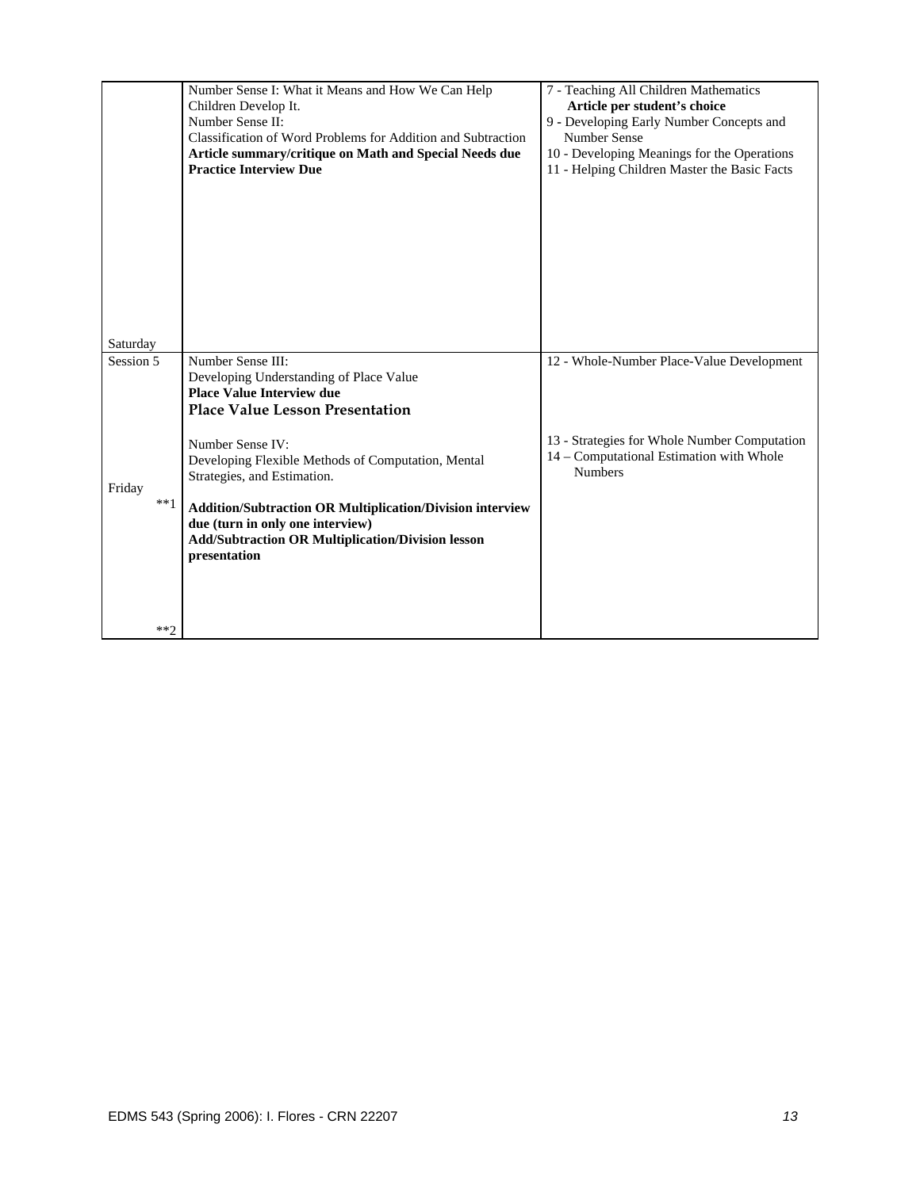| | | |
|---|---|---|
| Saturday | Number Sense I: What it Means and How We Can Help Children Develop It.<br>Number Sense II:<br>Classification of Word Problems for Addition and Subtraction<br>**Article summary/critique on Math and Special Needs due**<br>**Practice Interview Due** | 7 - Teaching All Children Mathematics<br>**Article per student's choice**<br>9 - Developing Early Number Concepts and Number Sense<br>10 - Developing Meanings for the Operations<br>11 - Helping Children Master the Basic Facts |
| Session 5<br><br>Friday<br>**1<br><br>**2 | Number Sense III:<br>Developing Understanding of Place Value<br>**Place Value Interview due**<br>**Place Value Lesson Presentation**<br><br>Number Sense IV:<br>Developing Flexible Methods of Computation, Mental Strategies, and Estimation.<br><br>**Addition/Subtraction OR Multiplication/Division interview due (turn in only one interview)**<br>**Add/Subtraction OR Multiplication/Division lesson presentation** | 12 - Whole-Number Place-Value Development<br><br>13 - Strategies for Whole Number Computation<br>14 – Computational Estimation with Whole Numbers |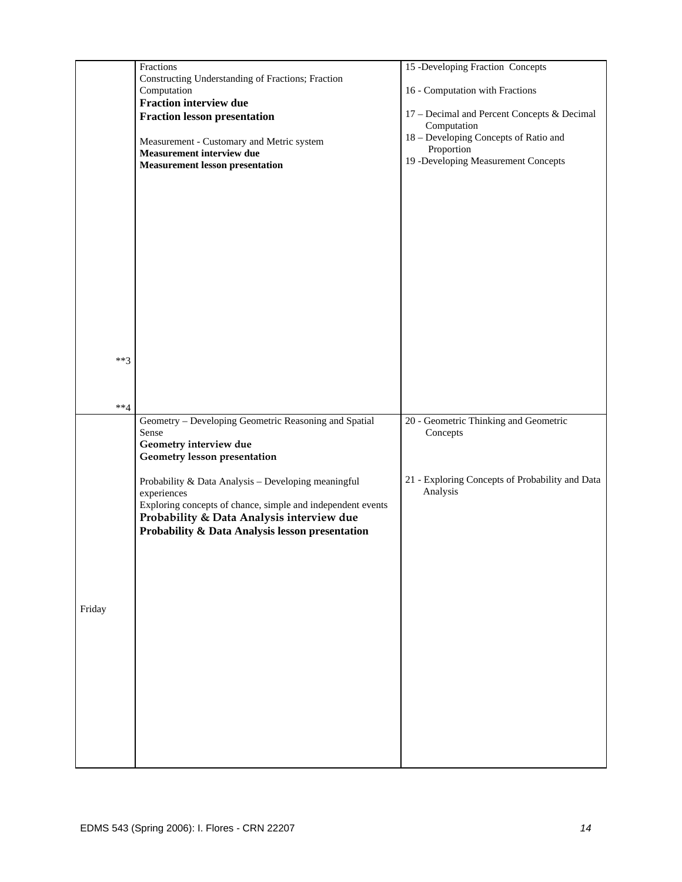| | | |
|---|---|---|
| **3<br><br>**4 | Fractions<br>Constructing Understanding of Fractions; Fraction Computation<br>**Fraction interview due**<br>**Fraction lesson presentation**<br><br>Measurement - Customary and Metric system<br>**Measurement interview due**<br>**Measurement lesson presentation** | 15 -Developing Fraction Concepts<br><br>16 - Computation with Fractions<br><br>17 – Decimal and Percent Concepts & Decimal Computation<br>18 – Developing Concepts of Ratio and Proportion<br>19 -Developing Measurement Concepts |
| Friday | Geometry – Developing Geometric Reasoning and Spatial Sense<br>**Geometry interview due**<br>**Geometry lesson presentation**<br><br>Probability & Data Analysis – Developing meaningful experiences<br>Exploring concepts of chance, simple and independent events<br>**Probability & Data Analysis interview due**<br>**Probability & Data Analysis lesson presentation** | 20 - Geometric Thinking and Geometric Concepts<br><br>21 - Exploring Concepts of Probability and Data Analysis |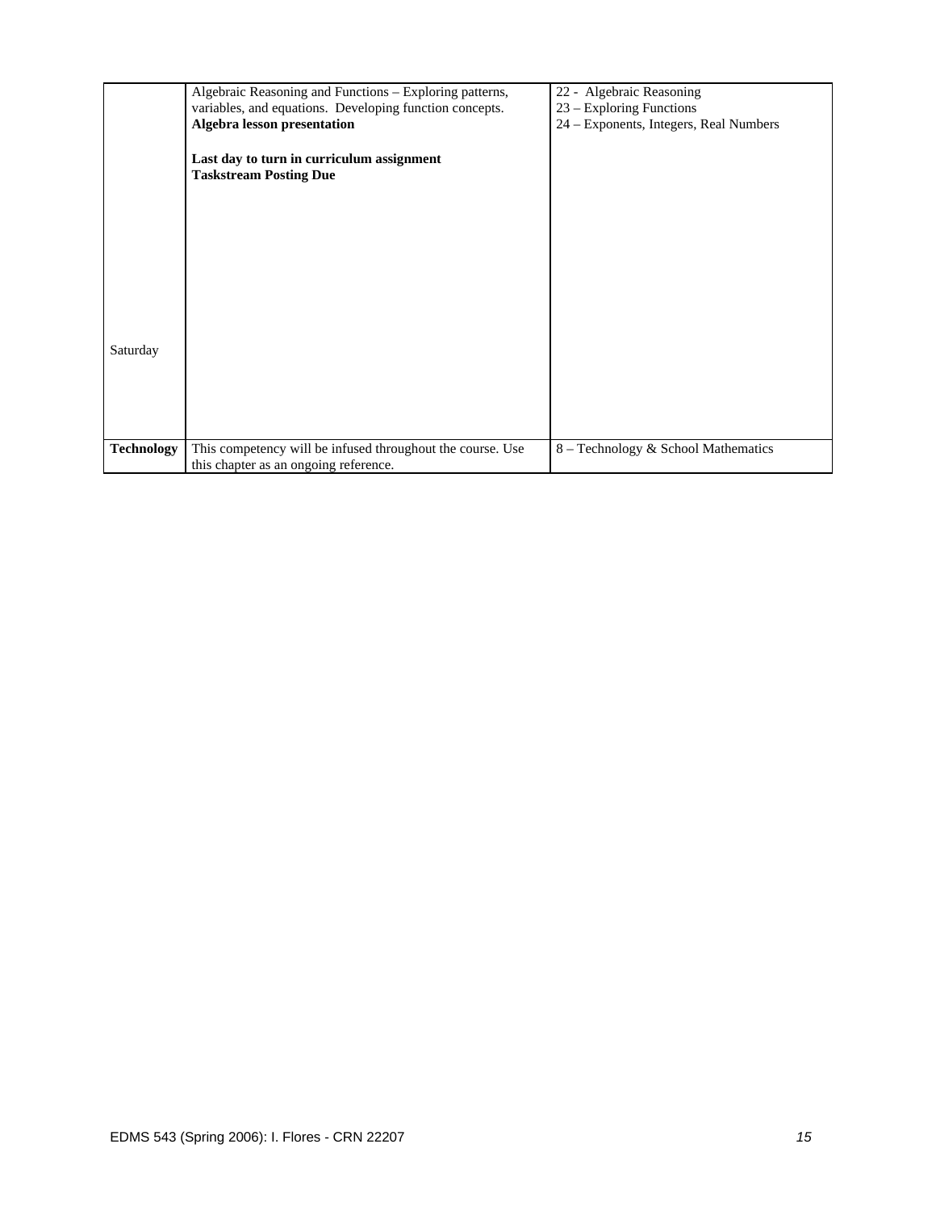| | | |
|---|---|---|
| Saturday | Algebraic Reasoning and Functions – Exploring patterns, variables, and equations. Developing function concepts. **Algebra lesson presentation**<br><br>**Last day to turn in curriculum assignment**<br>**Taskstream Posting Due** | 22 - Algebraic Reasoning<br>23 – Exploring Functions<br>24 – Exponents, Integers, Real Numbers |
| **Technology** | This competency will be infused throughout the course. Use this chapter as an ongoing reference. | 8 – Technology & School Mathematics |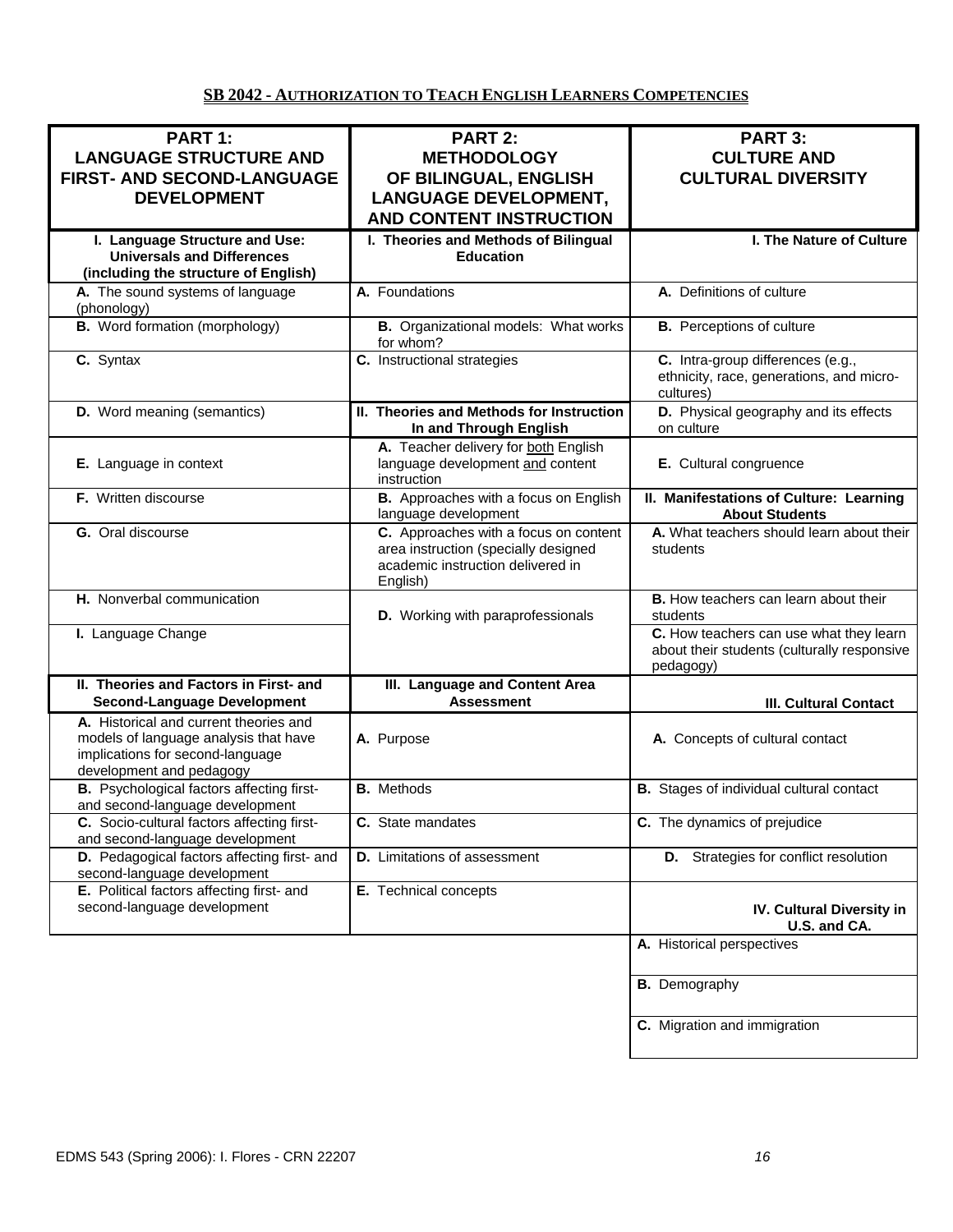## SB 2042 - AUTHORIZATION TO TEACH ENGLISH LEARNERS COMPETENCIES

| PART 1: LANGUAGE STRUCTURE AND FIRST- AND SECOND-LANGUAGE DEVELOPMENT | PART 2: METHODOLOGY OF BILINGUAL, ENGLISH LANGUAGE DEVELOPMENT, AND CONTENT INSTRUCTION | PART 3: CULTURE AND CULTURAL DIVERSITY |
|---|---|---|
| **I. Language Structure and Use: Universals and Differences (including the structure of English)** | **I. Theories and Methods of Bilingual Education** | **I. The Nature of Culture** |
| **A.** The sound systems of language (phonology) | **A.** Foundations | **A.** Definitions of culture |
| **B.** Word formation (morphology) | **B.** Organizational models: What works for whom? | **B.** Perceptions of culture |
| **C.** Syntax | **C.** Instructional strategies | **C.** Intra-group differences (e.g., ethnicity, race, generations, and micro-cultures) |
| **D.** Word meaning (semantics) | **II. Theories and Methods for Instruction In and Through English** | **D.** Physical geography and its effects on culture |
| **E.** Language in context | **A.** Teacher delivery for both English language development and content instruction | **E.** Cultural congruence |
| **F.** Written discourse | **B.** Approaches with a focus on English language development | **II. Manifestations of Culture: Learning About Students** |
| **G.** Oral discourse | **C.** Approaches with a focus on content area instruction (specially designed academic instruction delivered in English) | **A.** What teachers should learn about their students |
| **H.** Nonverbal communication | **D.** Working with paraprofessionals | **B.** How teachers can learn about their students |
| **I.** Language Change | | **C.** How teachers can use what they learn about their students (culturally responsive pedagogy) |
| **II. Theories and Factors in First- and Second-Language Development** | **III. Language and Content Area Assessment** | **III. Cultural Contact** |
| **A.** Historical and current theories and models of language analysis that have implications for second-language development and pedagogy | **A.** Purpose | **A.** Concepts of cultural contact |
| **B.** Psychological factors affecting first- and second-language development | **B.** Methods | **B.** Stages of individual cultural contact |
| **C.** Socio-cultural factors affecting first- and second-language development | **C.** State mandates | **C.** The dynamics of prejudice |
| **D.** Pedagogical factors affecting first- and second-language development | **D.** Limitations of assessment | **D.** Strategies for conflict resolution |
| **E.** Political factors affecting first- and second-language development | **E.** Technical concepts | **IV. Cultural Diversity in U.S. and CA.** |
| | | **A.** Historical perspectives |
| | | **B.** Demography |
| | | **C.** Migration and immigration |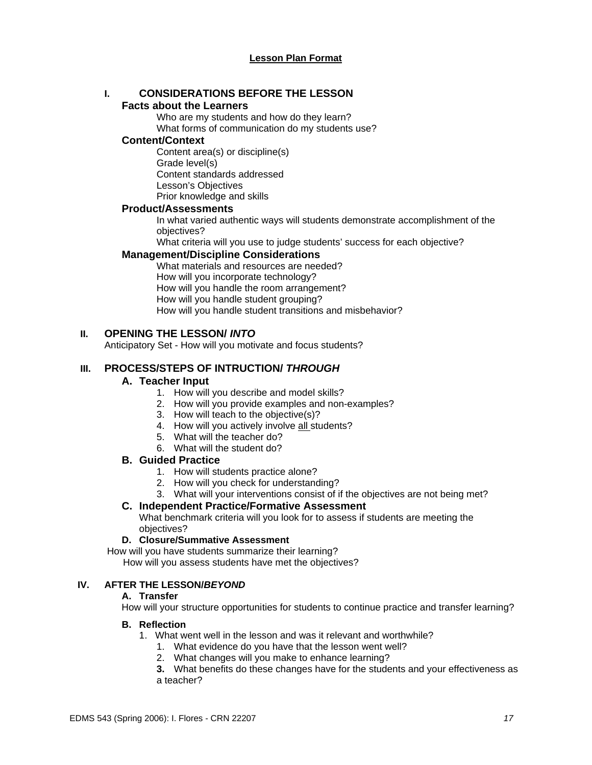## Lesson Plan Format

### I. CONSIDERATIONS BEFORE THE LESSON

**Facts about the Learners**

Who are my students and how do they learn?
What forms of communication do my students use?

**Content/Context**

Content area(s) or discipline(s)
Grade level(s)
Content standards addressed
Lesson's Objectives
Prior knowledge and skills

**Product/Assessments**

In what varied authentic ways will students demonstrate accomplishment of the objectives?
What criteria will you use to judge students' success for each objective?

**Management/Discipline Considerations**

What materials and resources are needed?
How will you incorporate technology?
How will you handle the room arrangement?
How will you handle student grouping?
How will you handle student transitions and misbehavior?

### II. OPENING THE LESSON/ *INTO*

Anticipatory Set - How will you motivate and focus students?

### III. PROCESS/STEPS OF INTRUCTION/ *THROUGH*

**A. Teacher Input**

1. How will you describe and model skills?
2. How will you provide examples and non-examples?
3. How will teach to the objective(s)?
4. How will you actively involve <u>all</u> students?
5. What will the teacher do?
6. What will the student do?

**B. Guided Practice**

1. How will students practice alone?
2. How will you check for understanding?
3. What will your interventions consist of if the objectives are not being met?

**C. Independent Practice/Formative Assessment**

What benchmark criteria will you look for to assess if students are meeting the objectives?

**D. Closure/Summative Assessment**

How will you have students summarize their learning?
How will you assess students have met the objectives?

### IV. AFTER THE LESSON/*BEYOND*

**A. Transfer**

How will your structure opportunities for students to continue practice and transfer learning?

**B. Reflection**

1. What went well in the lesson and was it relevant and worthwhile?
    1. What evidence do you have that the lesson went well?
    2. What changes will you make to enhance learning?
    3. What benefits do these changes have for the students and your effectiveness as a teacher?